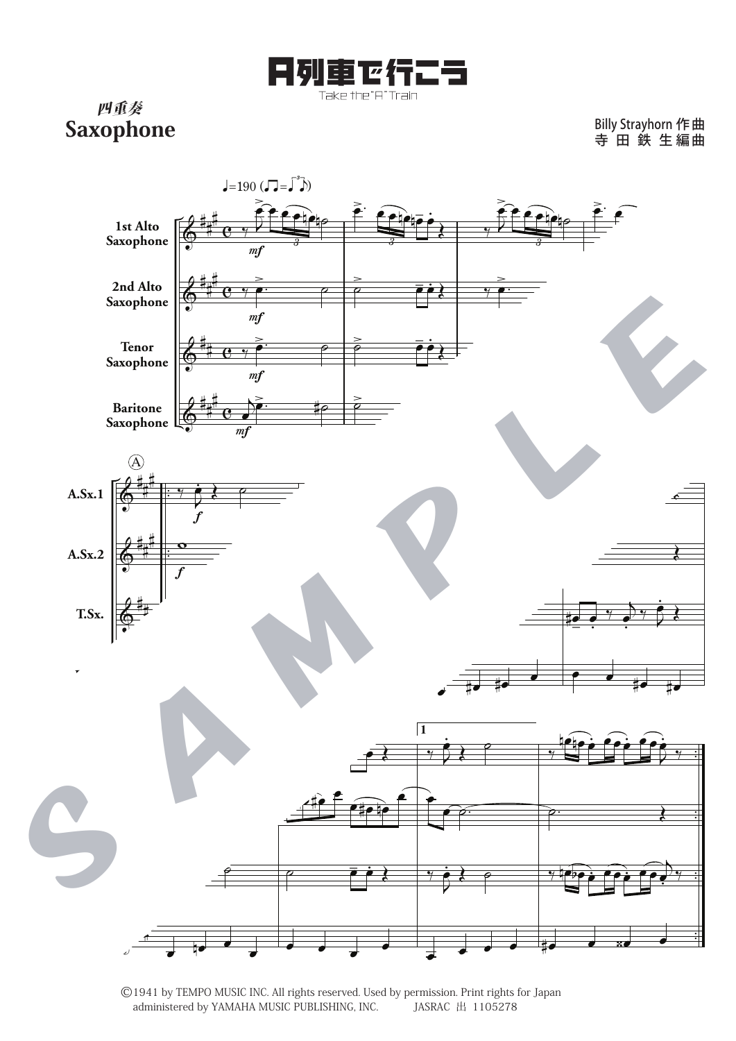# A列車で行こう

Take the "A" Train

*四重奏*

**Saxophone**

Billy Strayhorn 作曲
寺 田 鉄 生編曲

♩=190

1st Alto Saxophone

2nd Alto Saxophone

Tenor Saxophone

Baritone Saxophone

Ⓐ

A.Sx.1

A.Sx.2

T.Sx.

1

©1941 by TEMPO MUSIC INC. All rights reserved. Used by permission. Print rights for Japan administered by YAMAHA MUSIC PUBLISHING, INC. JASRAC 出 1105278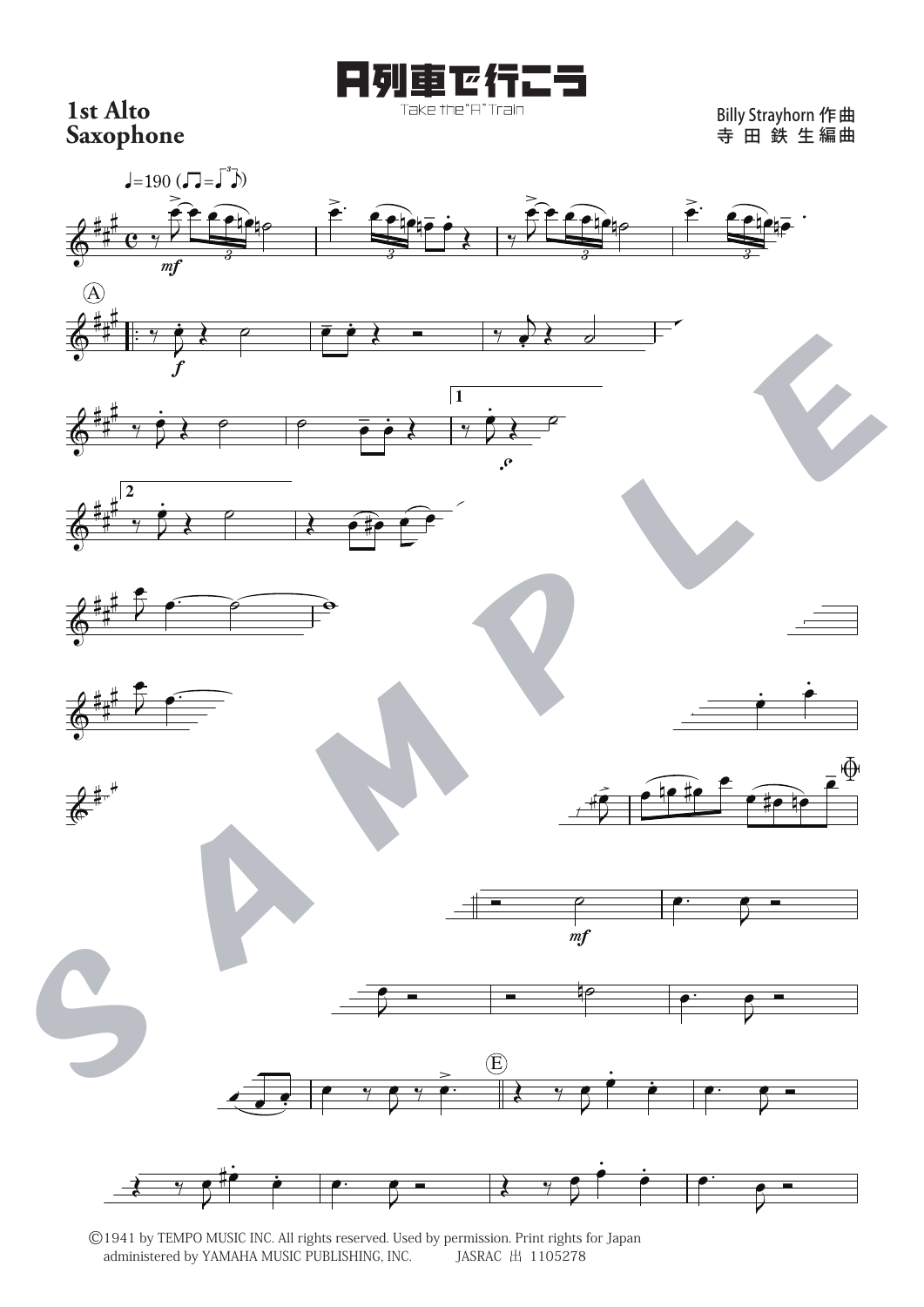# A列車で行こう

Take the "A" Train

**1st Alto Saxophone**

Billy Strayhorn 作曲
寺 田 鉄 生編曲

©1941 by TEMPO MUSIC INC. All rights reserved. Used by permission. Print rights for Japan administered by YAMAHA MUSIC PUBLISHING, INC. JASRAC 出 1105278